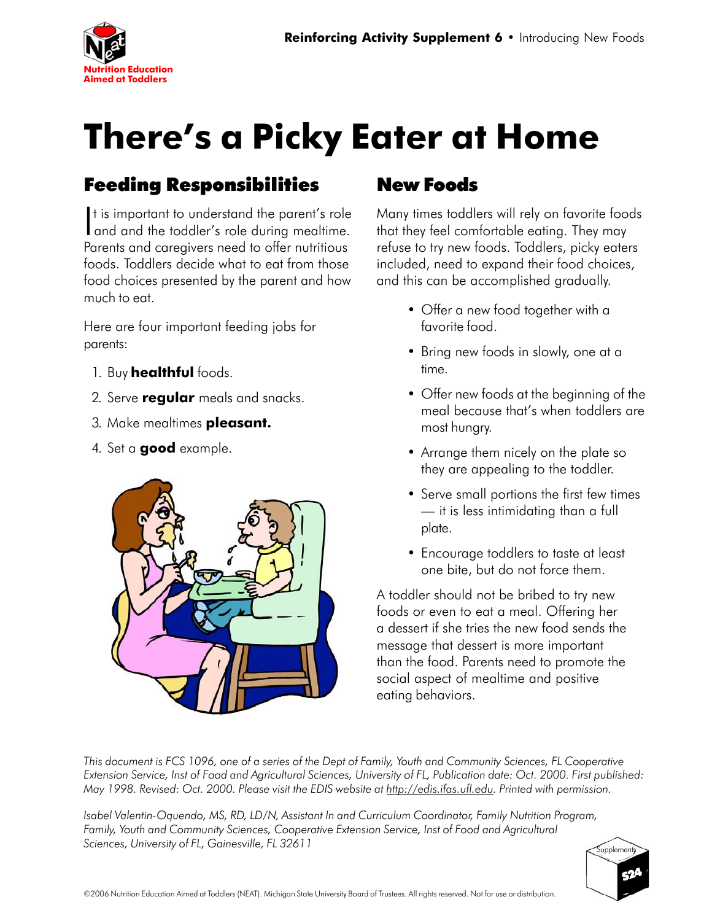# There's a Picky Eater at Home

## Feeding Responsibilities

It is important to understand the parent's role and and the toddler's role during mealtime. Parents and caregivers need to offer nutritious foods. Toddlers decide what to eat from those food choices presented by the parent and how much to eat.

Here are four important feeding jobs for parents:

1. Buy **healthful** foods.
2. Serve **regular** meals and snacks.
3. Make mealtimes **pleasant.**
4. Set a **good** example.

## New Foods

Many times toddlers will rely on favorite foods that they feel comfortable eating. They may refuse to try new foods. Toddlers, picky eaters included, need to expand their food choices, and this can be accomplished gradually.

- Offer a new food together with a favorite food.
- Bring new foods in slowly, one at a time.
- Offer new foods at the beginning of the meal because that's when toddlers are most hungry.
- Arrange them nicely on the plate so they are appealing to the toddler.
- Serve small portions the first few times — it is less intimidating than a full plate.
- Encourage toddlers to taste at least one bite, but do not force them.

A toddler should not be bribed to try new foods or even to eat a meal. Offering her a dessert if she tries the new food sends the message that dessert is more important than the food. Parents need to promote the social aspect of mealtime and positive eating behaviors.

*This document is FCS 1096, one of a series of the Dept of Family, Youth and Community Sciences, FL Cooperative Extension Service, Inst of Food and Agricultural Sciences, University of FL, Publication date: Oct. 2000. First published: May 1998. Revised: Oct. 2000. Please visit the EDIS website at http://edis.ifas.ufl.edu. Printed with permission.*

*Isabel Valentin-Oquendo, MS, RD, LD/N, Assistant In and Curriculum Coordinator, Family Nutrition Program, Family, Youth and Community Sciences, Cooperative Extension Service, Inst of Food and Agricultural Sciences, University of FL, Gainesville, FL 32611*

©2006 Nutrition Education Aimed at Toddlers (NEAT). Michigan State University Board of Trustees. All rights reserved. Not for use or distribution.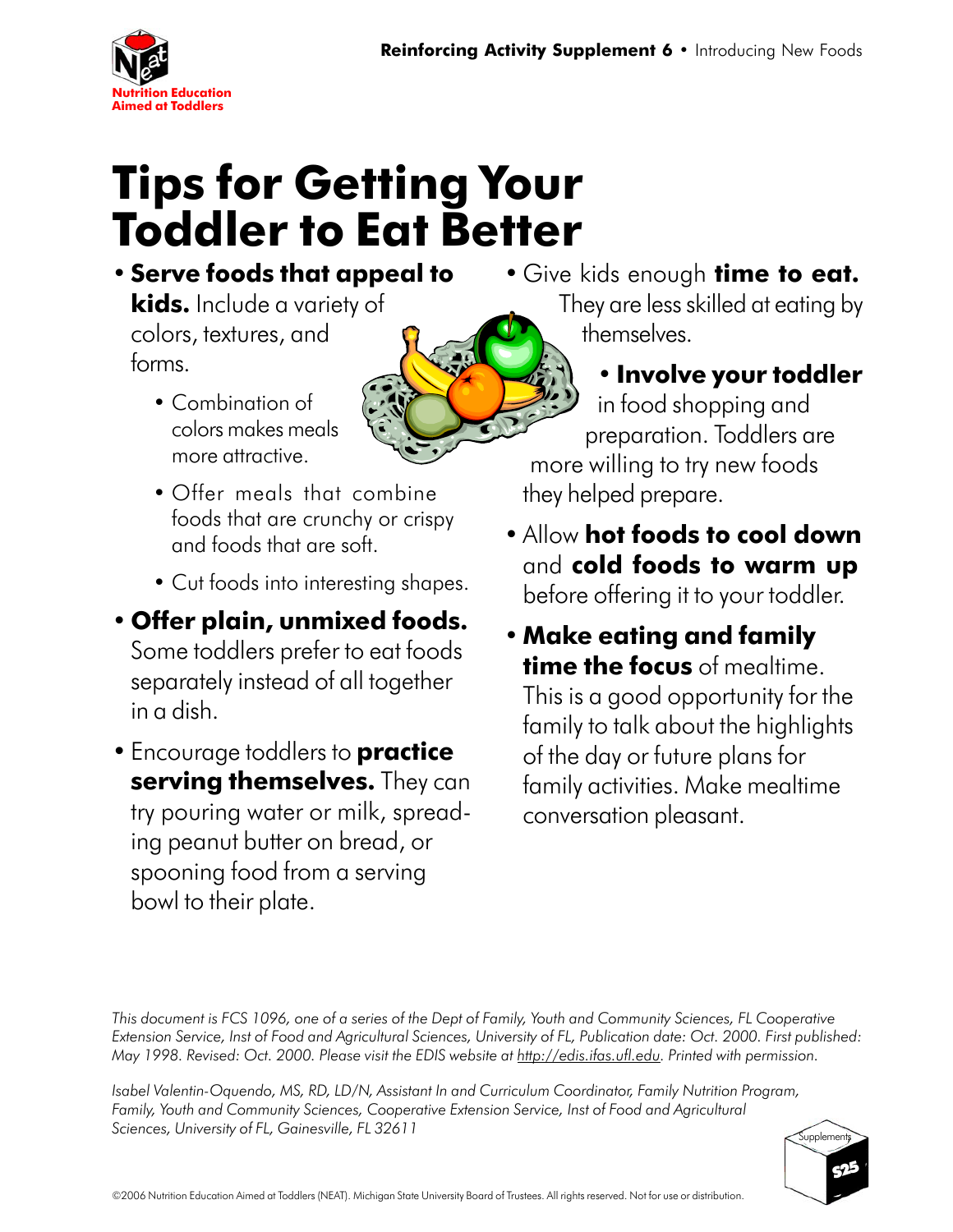# Tips for Getting Your Toddler to Eat Better

- **Serve foods that appeal to kids.** Include a variety of colors, textures, and forms.
  - Combination of colors makes meals more attractive.
  - Offer meals that combine foods that are crunchy or crispy and foods that are soft.
  - Cut foods into interesting shapes.
- **Offer plain, unmixed foods.** Some toddlers prefer to eat foods separately instead of all together in a dish.
- Encourage toddlers to **practice serving themselves.** They can try pouring water or milk, spreading peanut butter on bread, or spooning food from a serving bowl to their plate.
- Give kids enough **time to eat.** They are less skilled at eating by themselves.
- **Involve your toddler** in food shopping and preparation. Toddlers are more willing to try new foods they helped prepare.
- Allow **hot foods to cool down** and **cold foods to warm up** before offering it to your toddler.
- **Make eating and family time the focus** of mealtime. This is a good opportunity for the family to talk about the highlights of the day or future plans for family activities. Make mealtime conversation pleasant.

*This document is FCS 1096, one of a series of the Dept of Family, Youth and Community Sciences, FL Cooperative Extension Service, Inst of Food and Agricultural Sciences, University of FL, Publication date: Oct. 2000. First published: May 1998. Revised: Oct. 2000. Please visit the EDIS website at http://edis.ifas.ufl.edu. Printed with permission.*

*Isabel Valentin-Oquendo, MS, RD, LD/N, Assistant In and Curriculum Coordinator, Family Nutrition Program, Family, Youth and Community Sciences, Cooperative Extension Service, Inst of Food and Agricultural Sciences, University of FL, Gainesville, FL 32611*

©2006 Nutrition Education Aimed at Toddlers (NEAT). Michigan State University Board of Trustees. All rights reserved. Not for use or distribution.